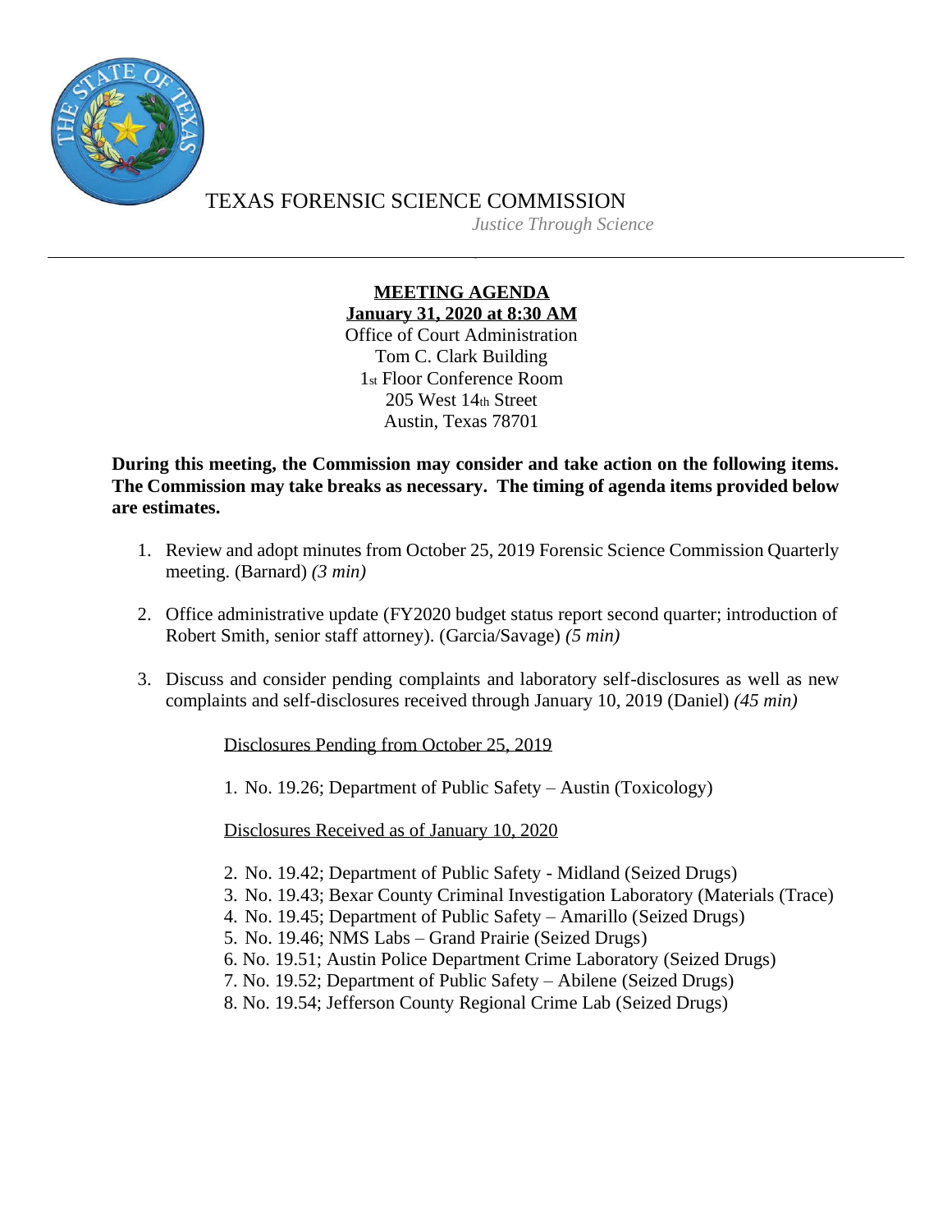TEXAS FORENSIC SCIENCE COMMISSION

*Justice Through Science*

---

**MEETING AGENDA**

**January 31, 2020 at 8:30 AM**

Office of Court Administration
Tom C. Clark Building
1st Floor Conference Room
205 West 14th Street
Austin, Texas 78701

**During this meeting, the Commission may consider and take action on the following items. The Commission may take breaks as necessary. The timing of agenda items provided below are estimates.**

1. Review and adopt minutes from October 25, 2019 Forensic Science Commission Quarterly meeting. (Barnard) *(3 min)*

2. Office administrative update (FY2020 budget status report second quarter; introduction of Robert Smith, senior staff attorney). (Garcia/Savage) *(5 min)*

3. Discuss and consider pending complaints and laboratory self-disclosures as well as new complaints and self-disclosures received through January 10, 2019 (Daniel) *(45 min)*

   Disclosures Pending from October 25, 2019

   1. No. 19.26; Department of Public Safety – Austin (Toxicology)

   Disclosures Received as of January 10, 2020

   2. No. 19.42; Department of Public Safety - Midland (Seized Drugs)
   3. No. 19.43; Bexar County Criminal Investigation Laboratory (Materials (Trace)
   4. No. 19.45; Department of Public Safety – Amarillo (Seized Drugs)
   5. No. 19.46; NMS Labs – Grand Prairie (Seized Drugs)
   6. No. 19.51; Austin Police Department Crime Laboratory (Seized Drugs)
   7. No. 19.52; Department of Public Safety – Abilene (Seized Drugs)
   8. No. 19.54; Jefferson County Regional Crime Lab (Seized Drugs)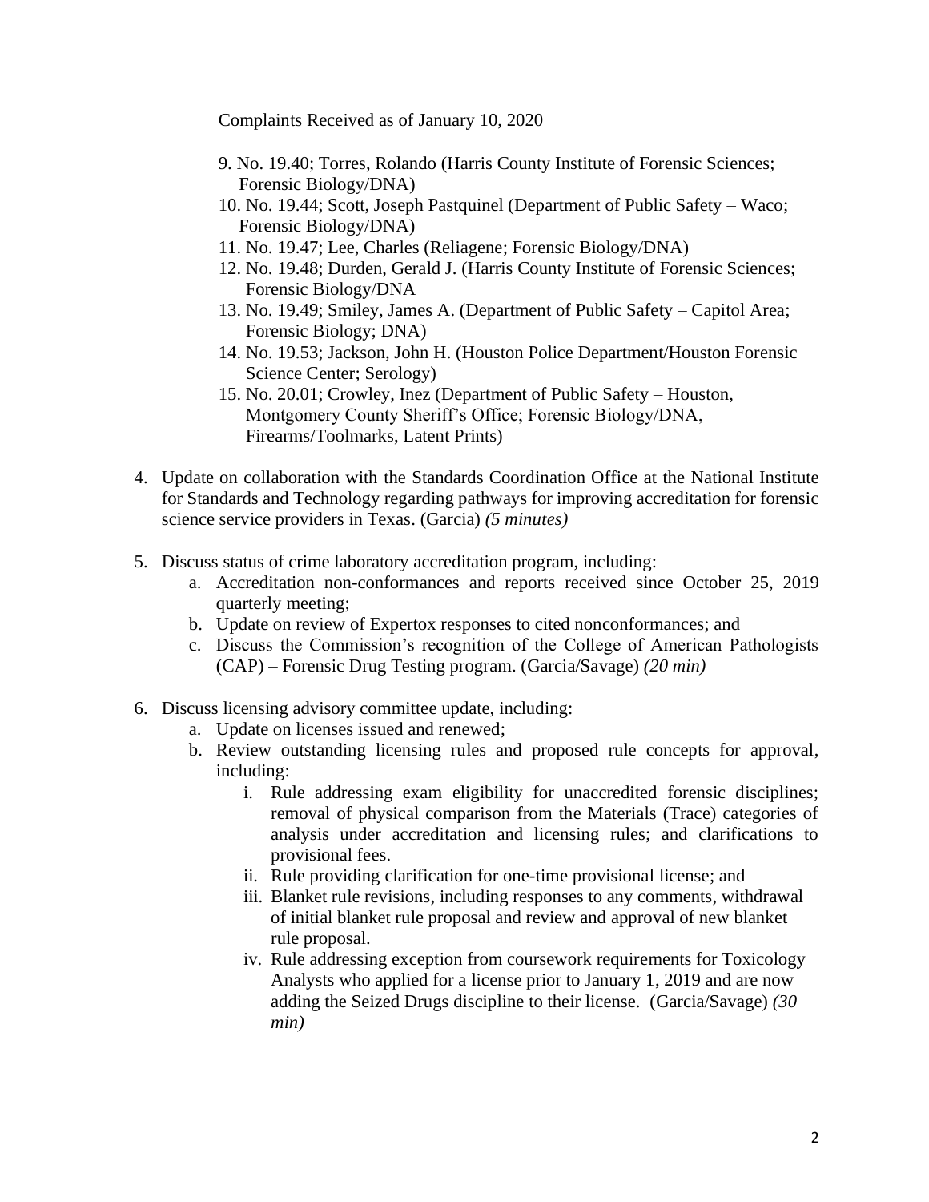Complaints Received as of January 10, 2020

9. No. 19.40; Torres, Rolando (Harris County Institute of Forensic Sciences; Forensic Biology/DNA)
10. No. 19.44; Scott, Joseph Pastquinel (Department of Public Safety – Waco; Forensic Biology/DNA)
11. No. 19.47; Lee, Charles (Reliagene; Forensic Biology/DNA)
12. No. 19.48; Durden, Gerald J. (Harris County Institute of Forensic Sciences; Forensic Biology/DNA
13. No. 19.49; Smiley, James A. (Department of Public Safety – Capitol Area; Forensic Biology; DNA)
14. No. 19.53; Jackson, John H. (Houston Police Department/Houston Forensic Science Center; Serology)
15. No. 20.01; Crowley, Inez (Department of Public Safety – Houston, Montgomery County Sheriff's Office; Forensic Biology/DNA, Firearms/Toolmarks, Latent Prints)

4. Update on collaboration with the Standards Coordination Office at the National Institute for Standards and Technology regarding pathways for improving accreditation for forensic science service providers in Texas. (Garcia) *(5 minutes)*

5. Discuss status of crime laboratory accreditation program, including:
   a. Accreditation non-conformances and reports received since October 25, 2019 quarterly meeting;
   b. Update on review of Expertox responses to cited nonconformances; and
   c. Discuss the Commission's recognition of the College of American Pathologists (CAP) – Forensic Drug Testing program. (Garcia/Savage) *(20 min)*

6. Discuss licensing advisory committee update, including:
   a. Update on licenses issued and renewed;
   b. Review outstanding licensing rules and proposed rule concepts for approval, including:
      i. Rule addressing exam eligibility for unaccredited forensic disciplines; removal of physical comparison from the Materials (Trace) categories of analysis under accreditation and licensing rules; and clarifications to provisional fees.
      ii. Rule providing clarification for one-time provisional license; and
      iii. Blanket rule revisions, including responses to any comments, withdrawal of initial blanket rule proposal and review and approval of new blanket rule proposal.
      iv. Rule addressing exception from coursework requirements for Toxicology Analysts who applied for a license prior to January 1, 2019 and are now adding the Seized Drugs discipline to their license. (Garcia/Savage) *(30 min)*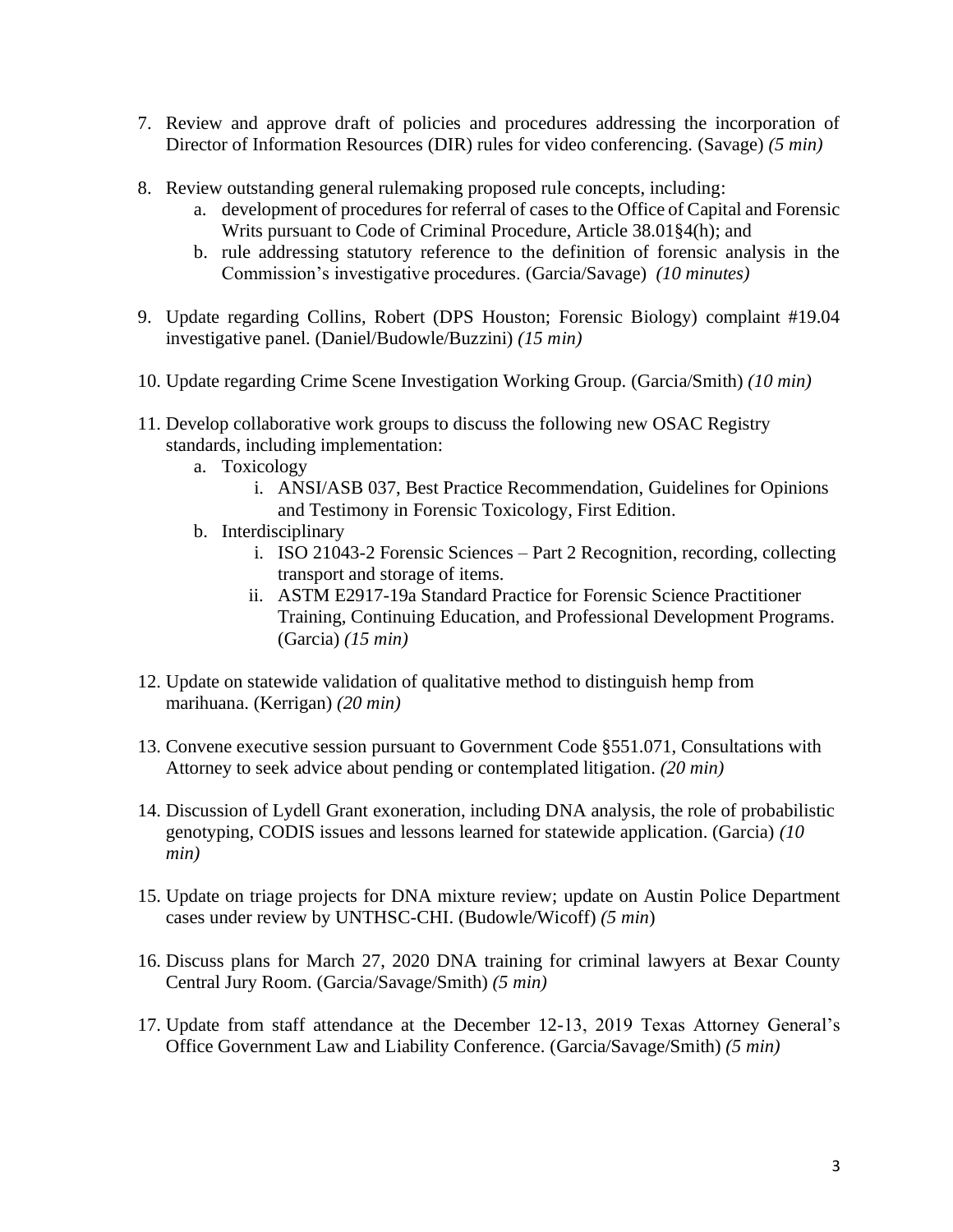7. Review and approve draft of policies and procedures addressing the incorporation of Director of Information Resources (DIR) rules for video conferencing. (Savage) *(5 min)*

8. Review outstanding general rulemaking proposed rule concepts, including:
   a. development of procedures for referral of cases to the Office of Capital and Forensic Writs pursuant to Code of Criminal Procedure, Article 38.01§4(h); and
   b. rule addressing statutory reference to the definition of forensic analysis in the Commission's investigative procedures. (Garcia/Savage) *(10 minutes)*

9. Update regarding Collins, Robert (DPS Houston; Forensic Biology) complaint #19.04 investigative panel. (Daniel/Budowle/Buzzini) *(15 min)*

10. Update regarding Crime Scene Investigation Working Group. (Garcia/Smith) *(10 min)*

11. Develop collaborative work groups to discuss the following new OSAC Registry standards, including implementation:
    a. Toxicology
       i. ANSI/ASB 037, Best Practice Recommendation, Guidelines for Opinions and Testimony in Forensic Toxicology, First Edition.
    b. Interdisciplinary
       i. ISO 21043-2 Forensic Sciences – Part 2 Recognition, recording, collecting transport and storage of items.
       ii. ASTM E2917-19a Standard Practice for Forensic Science Practitioner Training, Continuing Education, and Professional Development Programs. (Garcia) *(15 min)*

12. Update on statewide validation of qualitative method to distinguish hemp from marihuana. (Kerrigan) *(20 min)*

13. Convene executive session pursuant to Government Code §551.071, Consultations with Attorney to seek advice about pending or contemplated litigation. *(20 min)*

14. Discussion of Lydell Grant exoneration, including DNA analysis, the role of probabilistic genotyping, CODIS issues and lessons learned for statewide application. (Garcia) *(10 min)*

15. Update on triage projects for DNA mixture review; update on Austin Police Department cases under review by UNTHSC-CHI. (Budowle/Wicoff) *(5 min)*

16. Discuss plans for March 27, 2020 DNA training for criminal lawyers at Bexar County Central Jury Room. (Garcia/Savage/Smith) *(5 min)*

17. Update from staff attendance at the December 12-13, 2019 Texas Attorney General's Office Government Law and Liability Conference. (Garcia/Savage/Smith) *(5 min)*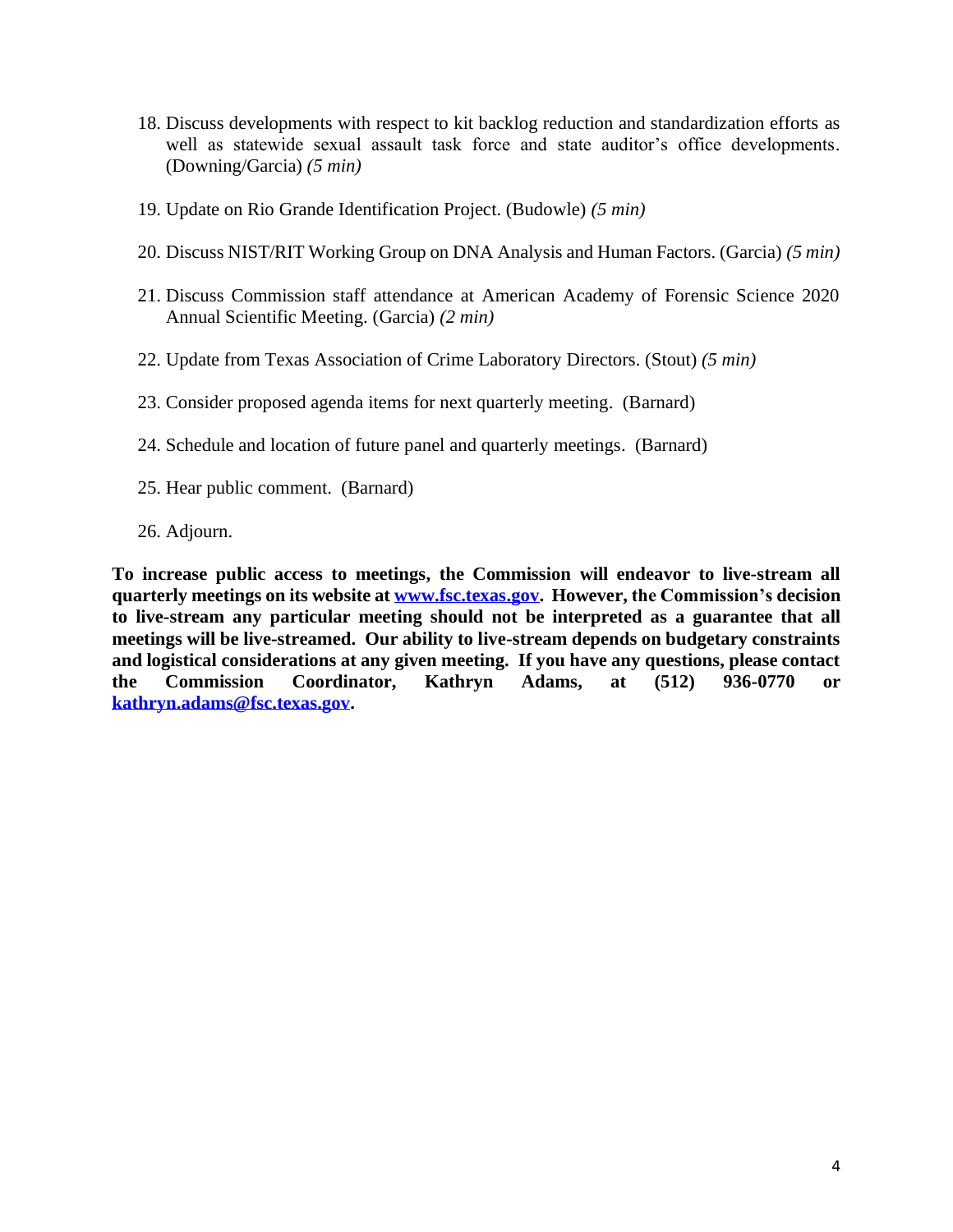18. Discuss developments with respect to kit backlog reduction and standardization efforts as well as statewide sexual assault task force and state auditor's office developments. (Downing/Garcia) *(5 min)*

19. Update on Rio Grande Identification Project. (Budowle) *(5 min)*

20. Discuss NIST/RIT Working Group on DNA Analysis and Human Factors. (Garcia) *(5 min)*

21. Discuss Commission staff attendance at American Academy of Forensic Science 2020 Annual Scientific Meeting. (Garcia) *(2 min)*

22. Update from Texas Association of Crime Laboratory Directors. (Stout) *(5 min)*

23. Consider proposed agenda items for next quarterly meeting. (Barnard)

24. Schedule and location of future panel and quarterly meetings. (Barnard)

25. Hear public comment. (Barnard)

26. Adjourn.

**To increase public access to meetings, the Commission will endeavor to live-stream all quarterly meetings on its website at [www.fsc.texas.gov](http://www.fsc.texas.gov). However, the Commission's decision to live-stream any particular meeting should not be interpreted as a guarantee that all meetings will be live-streamed. Our ability to live-stream depends on budgetary constraints and logistical considerations at any given meeting. If you have any questions, please contact the Commission Coordinator, Kathryn Adams, at (512) 936-0770 or [kathryn.adams@fsc.texas.gov](mailto:kathryn.adams@fsc.texas.gov).**